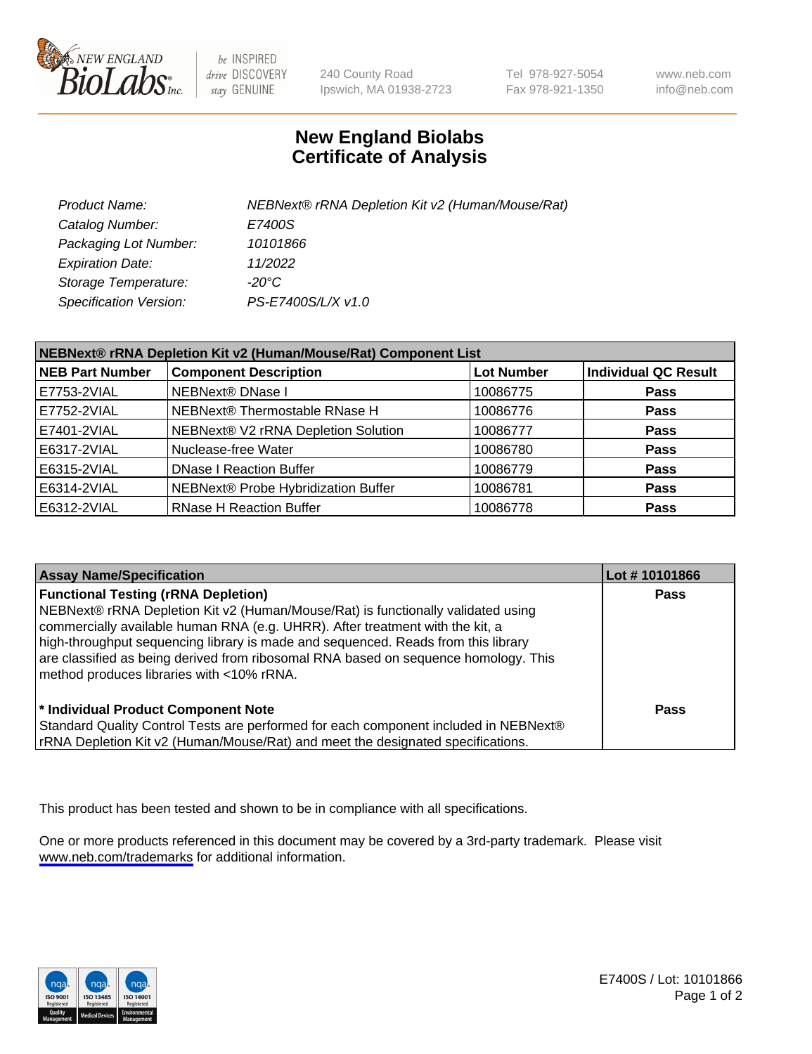# New England Biolabs Certificate of Analysis

| | |
|---|---|
| *Product Name:* | *NEBNext® rRNA Depletion Kit v2 (Human/Mouse/Rat)* |
| *Catalog Number:* | *E7400S* |
| *Packaging Lot Number:* | *10101866* |
| *Expiration Date:* | *11/2022* |
| *Storage Temperature:* | *-20°C* |
| *Specification Version:* | *PS-E7400S/L/X v1.0* |

| NEBNext® rRNA Depletion Kit v2 (Human/Mouse/Rat) Component List | | | |
|---|---|---|---|
| **NEB Part Number** | **Component Description** | **Lot Number** | **Individual QC Result** |
| E7753-2VIAL | NEBNext® DNase I | 10086775 | **Pass** |
| E7752-2VIAL | NEBNext® Thermostable RNase H | 10086776 | **Pass** |
| E7401-2VIAL | NEBNext® V2 rRNA Depletion Solution | 10086777 | **Pass** |
| E6317-2VIAL | Nuclease-free Water | 10086780 | **Pass** |
| E6315-2VIAL | DNase I Reaction Buffer | 10086779 | **Pass** |
| E6314-2VIAL | NEBNext® Probe Hybridization Buffer | 10086781 | **Pass** |
| E6312-2VIAL | RNase H Reaction Buffer | 10086778 | **Pass** |

| Assay Name/Specification | Lot # 10101866 |
|---|---|
| **Functional Testing (rRNA Depletion)** NEBNext® rRNA Depletion Kit v2 (Human/Mouse/Rat) is functionally validated using commercially available human RNA (e.g. UHRR). After treatment with the kit, a high-throughput sequencing library is made and sequenced. Reads from this library are classified as being derived from ribosomal RNA based on sequence homology. This method produces libraries with <10% rRNA. | **Pass** |
| **\* Individual Product Component Note** Standard Quality Control Tests are performed for each component included in NEBNext® rRNA Depletion Kit v2 (Human/Mouse/Rat) and meet the designated specifications. | **Pass** |

This product has been tested and shown to be in compliance with all specifications.

One or more products referenced in this document may be covered by a 3rd-party trademark. Please visit www.neb.com/trademarks for additional information.

E7400S / Lot: 10101866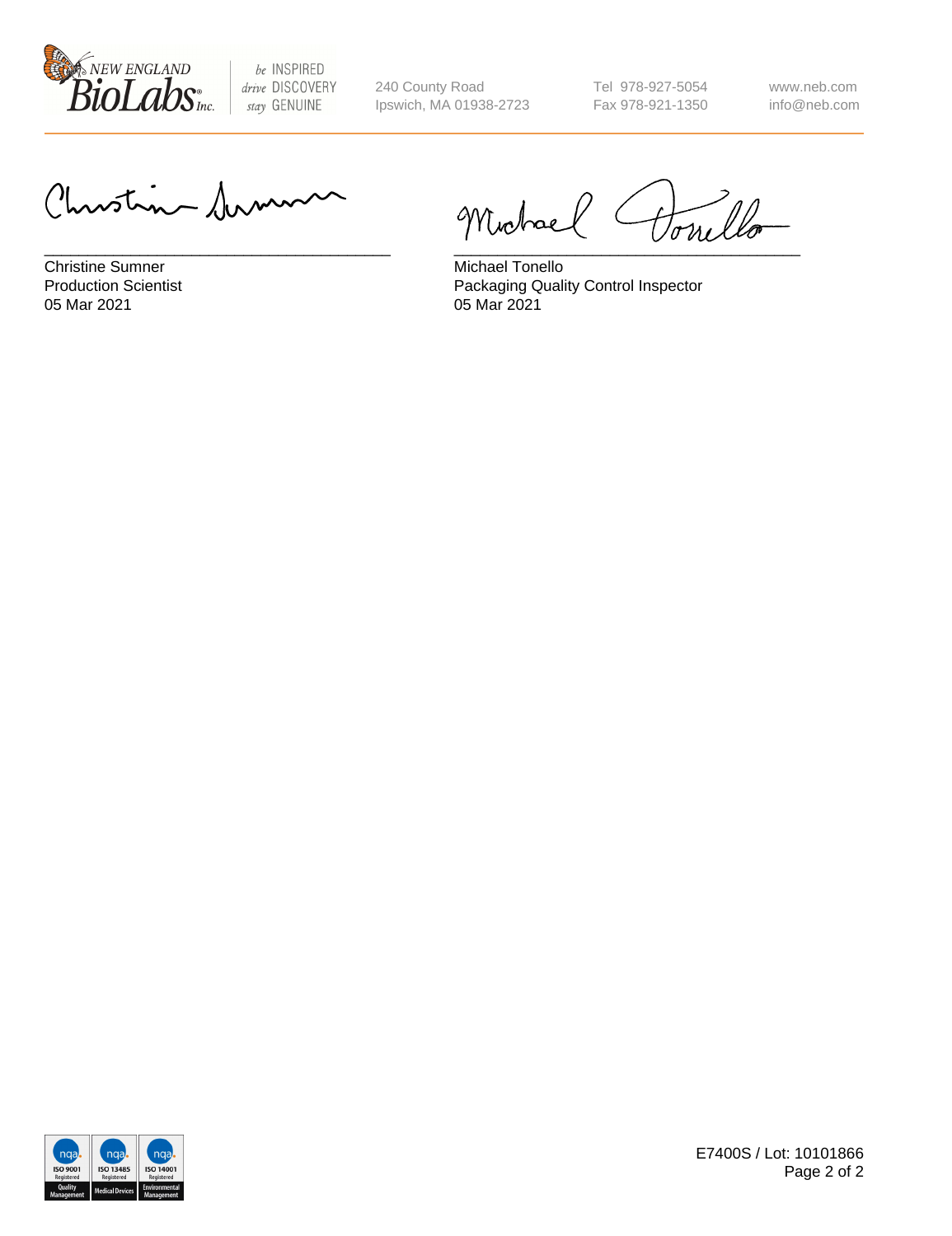Christine Sumner
Production Scientist
05 Mar 2021

Michael Tonello
Packaging Quality Control Inspector
05 Mar 2021

E7400S / Lot: 10101866